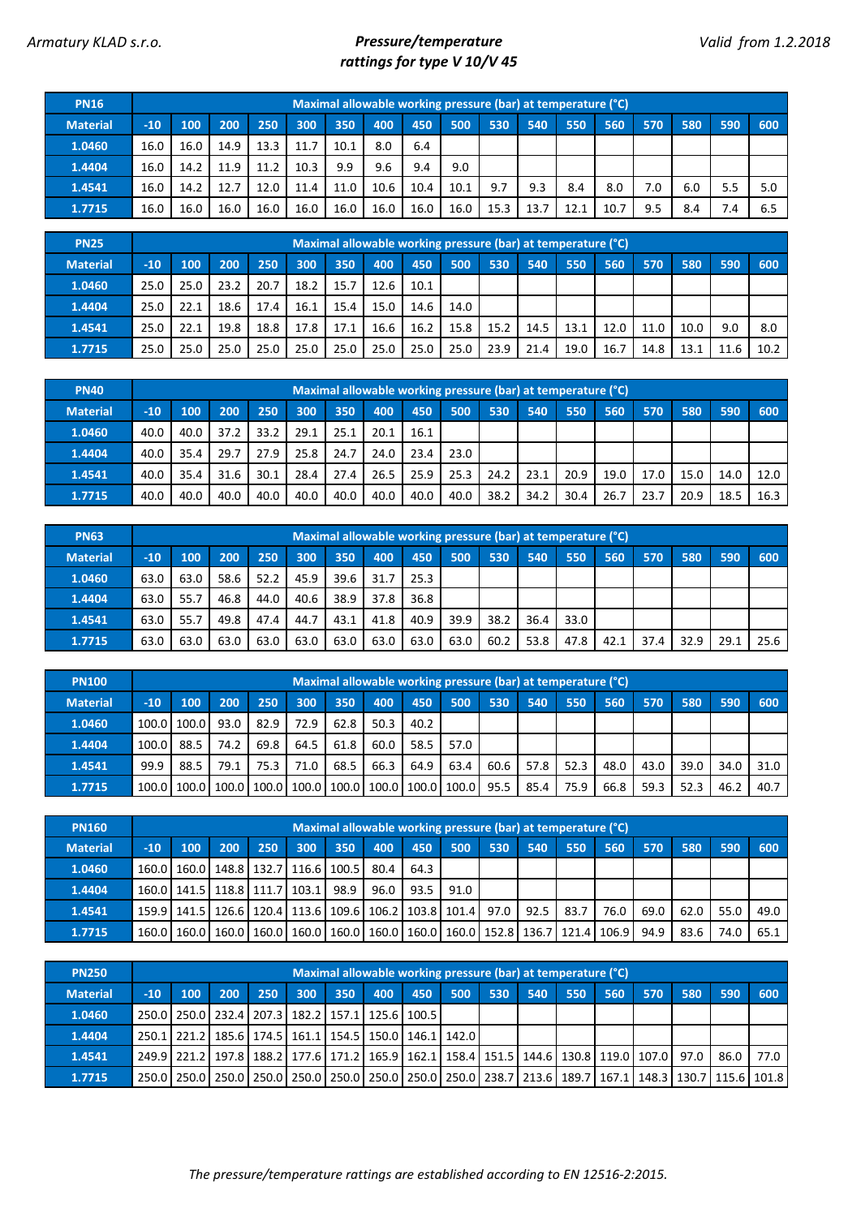Armatury KLAD s.r.o.

# Pressure/temperature rattings for type V 10/V 45

Valid from 1.2.2018

| PN16 | Maximal allowable working pressure (bar) at temperature (°C) | | | | | | | | | | | | | | | |
|---|---|---|---|---|---|---|---|---|---|---|---|---|---|---|---|---|
| **Material** | **-10** | **100** | **200** | **250** | **300** | **350** | **400** | **450** | **500** | **530** | **540** | **550** | **560** | **570** | **580** | **590** | **600** |
| **1.0460** | 16.0 | 16.0 | 14.9 | 13.3 | 11.7 | 10.1 | 8.0 | 6.4 | | | | | | | | | |
| **1.4404** | 16.0 | 14.2 | 11.9 | 11.2 | 10.3 | 9.9 | 9.6 | 9.4 | 9.0 | | | | | | | | |
| **1.4541** | 16.0 | 14.2 | 12.7 | 12.0 | 11.4 | 11.0 | 10.6 | 10.4 | 10.1 | 9.7 | 9.3 | 8.4 | 8.0 | 7.0 | 6.0 | 5.5 | 5.0 |
| **1.7715** | 16.0 | 16.0 | 16.0 | 16.0 | 16.0 | 16.0 | 16.0 | 16.0 | 16.0 | 15.3 | 13.7 | 12.1 | 10.7 | 9.5 | 8.4 | 7.4 | 6.5 |

| PN25 | Maximal allowable working pressure (bar) at temperature (°C) | | | | | | | | | | | | | | | |
|---|---|---|---|---|---|---|---|---|---|---|---|---|---|---|---|---|
| **Material** | **-10** | **100** | **200** | **250** | **300** | **350** | **400** | **450** | **500** | **530** | **540** | **550** | **560** | **570** | **580** | **590** | **600** |
| **1.0460** | 25.0 | 25.0 | 23.2 | 20.7 | 18.2 | 15.7 | 12.6 | 10.1 | | | | | | | | | |
| **1.4404** | 25.0 | 22.1 | 18.6 | 17.4 | 16.1 | 15.4 | 15.0 | 14.6 | 14.0 | | | | | | | | |
| **1.4541** | 25.0 | 22.1 | 19.8 | 18.8 | 17.8 | 17.1 | 16.6 | 16.2 | 15.8 | 15.2 | 14.5 | 13.1 | 12.0 | 11.0 | 10.0 | 9.0 | 8.0 |
| **1.7715** | 25.0 | 25.0 | 25.0 | 25.0 | 25.0 | 25.0 | 25.0 | 25.0 | 25.0 | 23.9 | 21.4 | 19.0 | 16.7 | 14.8 | 13.1 | 11.6 | 10.2 |

| PN40 | Maximal allowable working pressure (bar) at temperature (°C) | | | | | | | | | | | | | | | |
|---|---|---|---|---|---|---|---|---|---|---|---|---|---|---|---|---|
| **Material** | **-10** | **100** | **200** | **250** | **300** | **350** | **400** | **450** | **500** | **530** | **540** | **550** | **560** | **570** | **580** | **590** | **600** |
| **1.0460** | 40.0 | 40.0 | 37.2 | 33.2 | 29.1 | 25.1 | 20.1 | 16.1 | | | | | | | | | |
| **1.4404** | 40.0 | 35.4 | 29.7 | 27.9 | 25.8 | 24.7 | 24.0 | 23.4 | 23.0 | | | | | | | | |
| **1.4541** | 40.0 | 35.4 | 31.6 | 30.1 | 28.4 | 27.4 | 26.5 | 25.9 | 25.3 | 24.2 | 23.1 | 20.9 | 19.0 | 17.0 | 15.0 | 14.0 | 12.0 |
| **1.7715** | 40.0 | 40.0 | 40.0 | 40.0 | 40.0 | 40.0 | 40.0 | 40.0 | 40.0 | 38.2 | 34.2 | 30.4 | 26.7 | 23.7 | 20.9 | 18.5 | 16.3 |

| PN63 | Maximal allowable working pressure (bar) at temperature (°C) | | | | | | | | | | | | | | | |
|---|---|---|---|---|---|---|---|---|---|---|---|---|---|---|---|---|
| **Material** | **-10** | **100** | **200** | **250** | **300** | **350** | **400** | **450** | **500** | **530** | **540** | **550** | **560** | **570** | **580** | **590** | **600** |
| **1.0460** | 63.0 | 63.0 | 58.6 | 52.2 | 45.9 | 39.6 | 31.7 | 25.3 | | | | | | | | | |
| **1.4404** | 63.0 | 55.7 | 46.8 | 44.0 | 40.6 | 38.9 | 37.8 | 36.8 | | | | | | | | | |
| **1.4541** | 63.0 | 55.7 | 49.8 | 47.4 | 44.7 | 43.1 | 41.8 | 40.9 | 39.9 | 38.2 | 36.4 | 33.0 | | | | | |
| **1.7715** | 63.0 | 63.0 | 63.0 | 63.0 | 63.0 | 63.0 | 63.0 | 63.0 | 63.0 | 60.2 | 53.8 | 47.8 | 42.1 | 37.4 | 32.9 | 29.1 | 25.6 |

| PN100 | Maximal allowable working pressure (bar) at temperature (°C) | | | | | | | | | | | | | | | |
|---|---|---|---|---|---|---|---|---|---|---|---|---|---|---|---|---|
| **Material** | **-10** | **100** | **200** | **250** | **300** | **350** | **400** | **450** | **500** | **530** | **540** | **550** | **560** | **570** | **580** | **590** | **600** |
| **1.0460** | 100.0 | 100.0 | 93.0 | 82.9 | 72.9 | 62.8 | 50.3 | 40.2 | | | | | | | | | |
| **1.4404** | 100.0 | 88.5 | 74.2 | 69.8 | 64.5 | 61.8 | 60.0 | 58.5 | 57.0 | | | | | | | | |
| **1.4541** | 99.9 | 88.5 | 79.1 | 75.3 | 71.0 | 68.5 | 66.3 | 64.9 | 63.4 | 60.6 | 57.8 | 52.3 | 48.0 | 43.0 | 39.0 | 34.0 | 31.0 |
| **1.7715** | 100.0 | 100.0 | 100.0 | 100.0 | 100.0 | 100.0 | 100.0 | 100.0 | 100.0 | 95.5 | 85.4 | 75.9 | 66.8 | 59.3 | 52.3 | 46.2 | 40.7 |

| PN160 | Maximal allowable working pressure (bar) at temperature (°C) | | | | | | | | | | | | | | | |
|---|---|---|---|---|---|---|---|---|---|---|---|---|---|---|---|---|
| **Material** | **-10** | **100** | **200** | **250** | **300** | **350** | **400** | **450** | **500** | **530** | **540** | **550** | **560** | **570** | **580** | **590** | **600** |
| **1.0460** | 160.0 | 160.0 | 148.8 | 132.7 | 116.6 | 100.5 | 80.4 | 64.3 | | | | | | | | | |
| **1.4404** | 160.0 | 141.5 | 118.8 | 111.7 | 103.1 | 98.9 | 96.0 | 93.5 | 91.0 | | | | | | | | |
| **1.4541** | 159.9 | 141.5 | 126.6 | 120.4 | 113.6 | 109.6 | 106.2 | 103.8 | 101.4 | 97.0 | 92.5 | 83.7 | 76.0 | 69.0 | 62.0 | 55.0 | 49.0 |
| **1.7715** | 160.0 | 160.0 | 160.0 | 160.0 | 160.0 | 160.0 | 160.0 | 160.0 | 160.0 | 152.8 | 136.7 | 121.4 | 106.9 | 94.9 | 83.6 | 74.0 | 65.1 |

| PN250 | Maximal allowable working pressure (bar) at temperature (°C) | | | | | | | | | | | | | | | |
|---|---|---|---|---|---|---|---|---|---|---|---|---|---|---|---|---|
| **Material** | **-10** | **100** | **200** | **250** | **300** | **350** | **400** | **450** | **500** | **530** | **540** | **550** | **560** | **570** | **580** | **590** | **600** |
| **1.0460** | 250.0 | 250.0 | 232.4 | 207.3 | 182.2 | 157.1 | 125.6 | 100.5 | | | | | | | | | |
| **1.4404** | 250.1 | 221.2 | 185.6 | 174.5 | 161.1 | 154.5 | 150.0 | 146.1 | 142.0 | | | | | | | | |
| **1.4541** | 249.9 | 221.2 | 197.8 | 188.2 | 177.6 | 171.2 | 165.9 | 162.1 | 158.4 | 151.5 | 144.6 | 130.8 | 119.0 | 107.0 | 97.0 | 86.0 | 77.0 |
| **1.7715** | 250.0 | 250.0 | 250.0 | 250.0 | 250.0 | 250.0 | 250.0 | 250.0 | 250.0 | 238.7 | 213.6 | 189.7 | 167.1 | 148.3 | 130.7 | 115.6 | 101.8 |

*The pressure/temperature rattings are established according to EN 12516-2:2015.*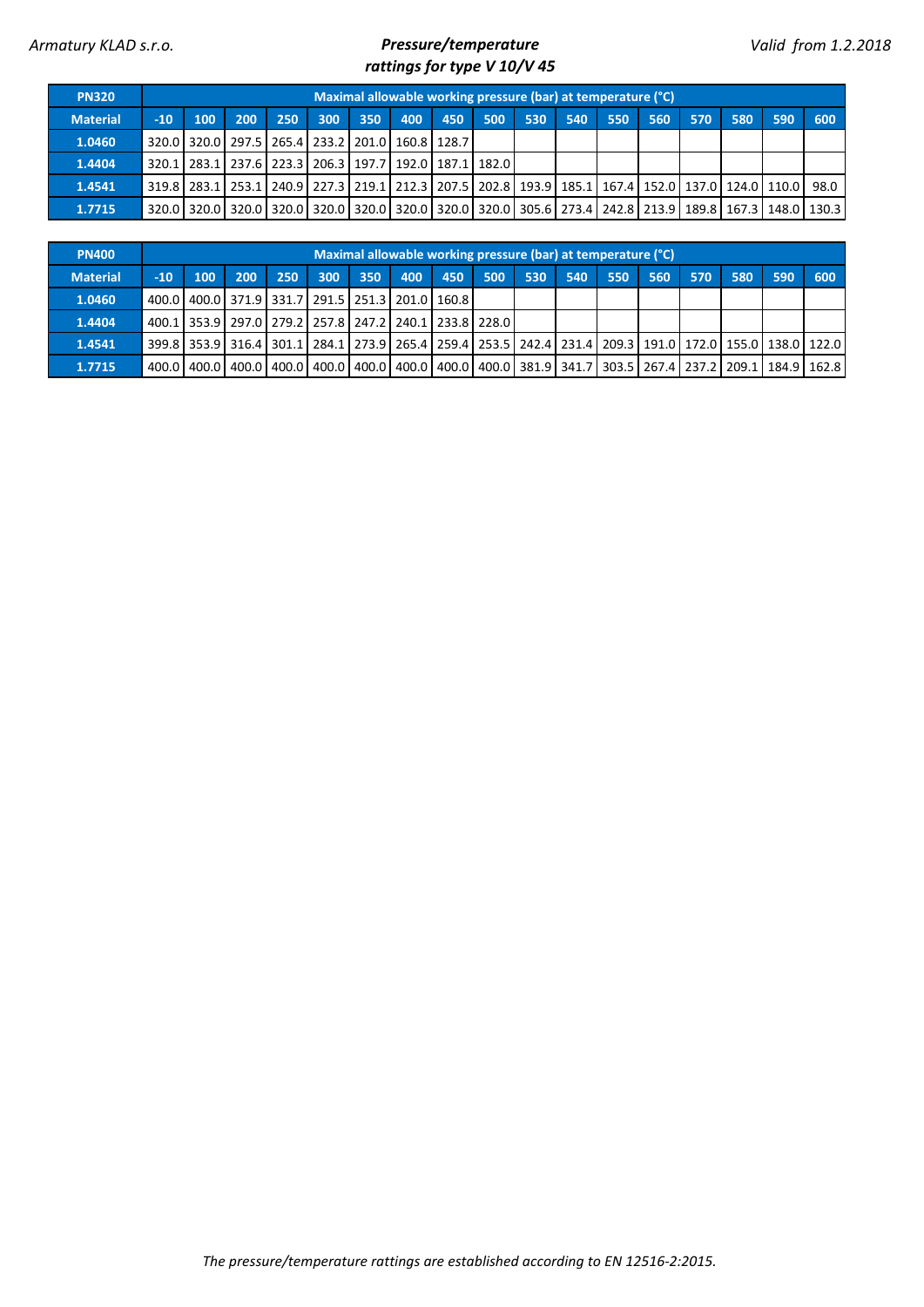Armatury KLAD s.r.o.

***Pressure/temperature rattings for type V 10/V 45***

*Valid from 1.2.2018*

| PN320 | Maximal allowable working pressure (bar) at temperature (°C) | | | | | | | | | | | | | | | | |
|---|---|---|---|---|---|---|---|---|---|---|---|---|---|---|---|---|---|
| **Material** | **-10** | **100** | **200** | **250** | **300** | **350** | **400** | **450** | **500** | **530** | **540** | **550** | **560** | **570** | **580** | **590** | **600** |
| **1.0460** | 320.0 | 320.0 | 297.5 | 265.4 | 233.2 | 201.0 | 160.8 | 128.7 | | | | | | | | | |
| **1.4404** | 320.1 | 283.1 | 237.6 | 223.3 | 206.3 | 197.7 | 192.0 | 187.1 | 182.0 | | | | | | | | |
| **1.4541** | 319.8 | 283.1 | 253.1 | 240.9 | 227.3 | 219.1 | 212.3 | 207.5 | 202.8 | 193.9 | 185.1 | 167.4 | 152.0 | 137.0 | 124.0 | 110.0 | 98.0 |
| **1.7715** | 320.0 | 320.0 | 320.0 | 320.0 | 320.0 | 320.0 | 320.0 | 320.0 | 320.0 | 305.6 | 273.4 | 242.8 | 213.9 | 189.8 | 167.3 | 148.0 | 130.3 |

| PN400 | Maximal allowable working pressure (bar) at temperature (°C) | | | | | | | | | | | | | | | | |
|---|---|---|---|---|---|---|---|---|---|---|---|---|---|---|---|---|---|
| **Material** | **-10** | **100** | **200** | **250** | **300** | **350** | **400** | **450** | **500** | **530** | **540** | **550** | **560** | **570** | **580** | **590** | **600** |
| **1.0460** | 400.0 | 400.0 | 371.9 | 331.7 | 291.5 | 251.3 | 201.0 | 160.8 | | | | | | | | | |
| **1.4404** | 400.1 | 353.9 | 297.0 | 279.2 | 257.8 | 247.2 | 240.1 | 233.8 | 228.0 | | | | | | | | |
| **1.4541** | 399.8 | 353.9 | 316.4 | 301.1 | 284.1 | 273.9 | 265.4 | 259.4 | 253.5 | 242.4 | 231.4 | 209.3 | 191.0 | 172.0 | 155.0 | 138.0 | 122.0 |
| **1.7715** | 400.0 | 400.0 | 400.0 | 400.0 | 400.0 | 400.0 | 400.0 | 400.0 | 400.0 | 381.9 | 341.7 | 303.5 | 267.4 | 237.2 | 209.1 | 184.9 | 162.8 |

*The pressure/temperature rattings are established according to EN 12516-2:2015.*